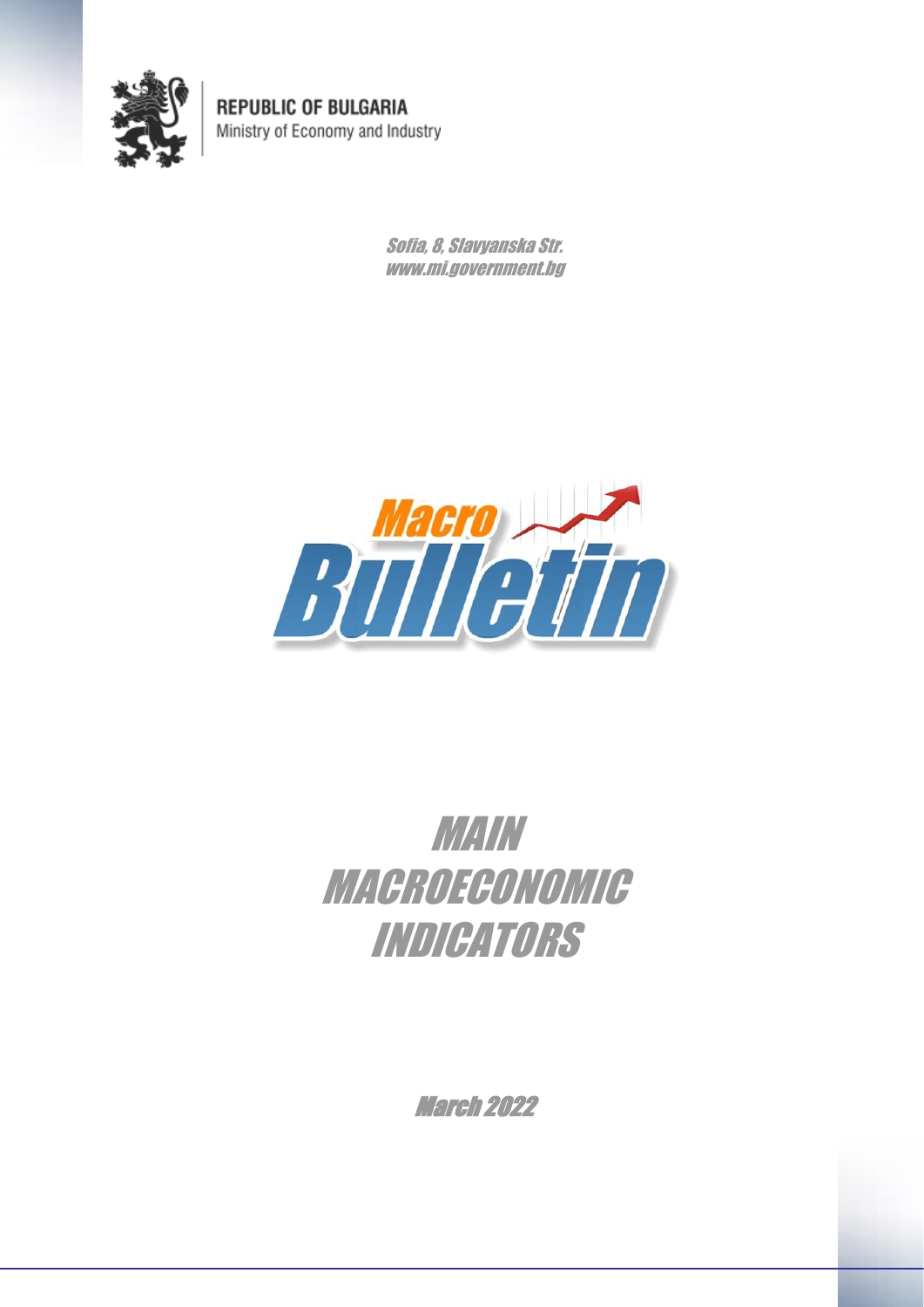**REPUBLIC OF BULGARIA**
Ministry of Economy and Industry

*Sofia, 8, Slavyanska Str.*
*www.mi.government.bg*

*Macro Bulletin*

# MAIN MACROECONOMIC INDICATORS

*March 2022*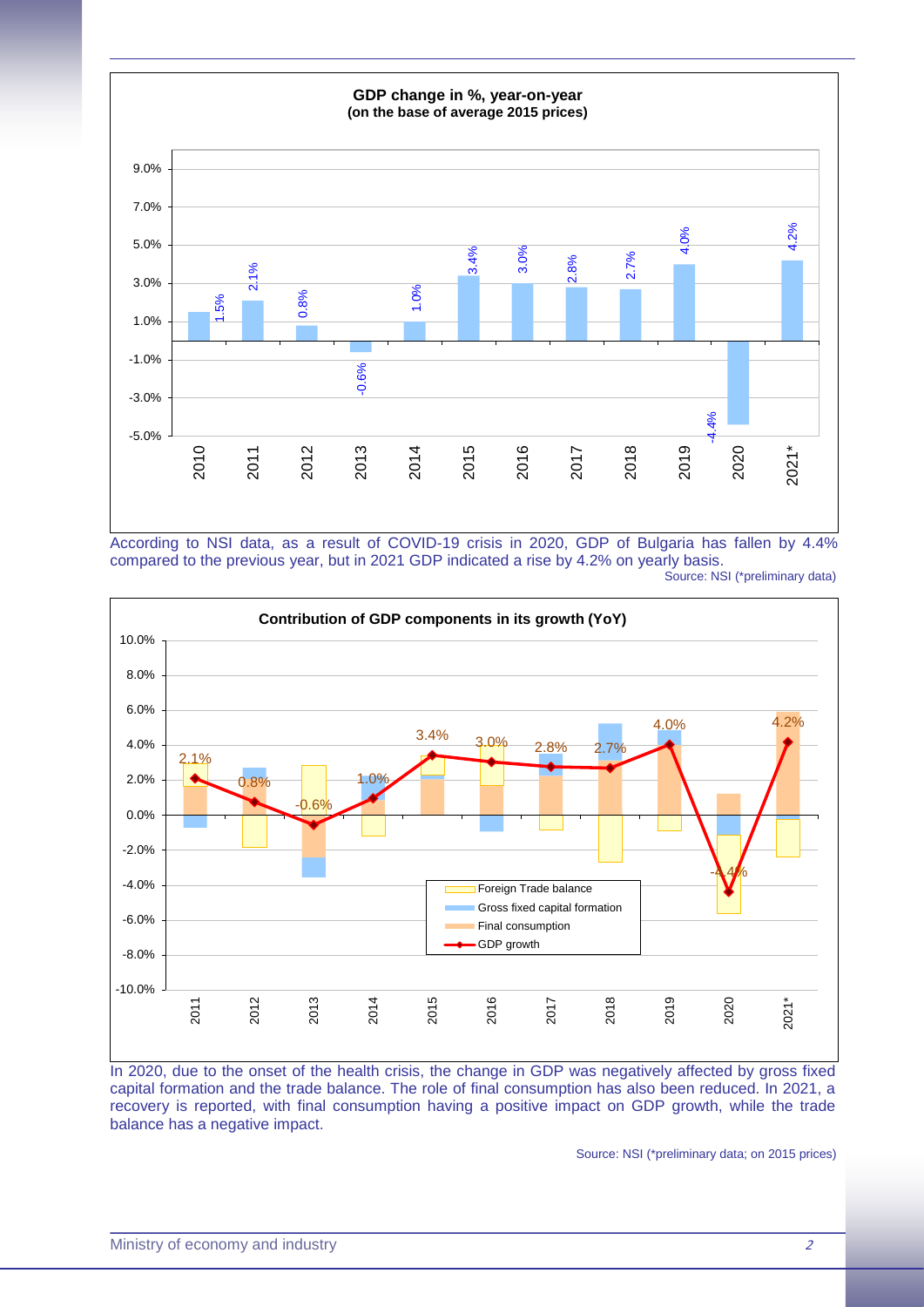**GDP change in %, year-on-year (on the base of average 2015 prices)**

| Year | GDP change |
|---|---|
| 2010 | 1.5% |
| 2011 | 2.1% |
| 2012 | 0.8% |
| 2013 | -0.6% |
| 2014 | 1.0% |
| 2015 | 3.4% |
| 2016 | 3.0% |
| 2017 | 2.8% |
| 2018 | 2.7% |
| 2019 | 4.0% |
| 2020 | -4.4% |
| 2021* | 4.2% |

According to NSI data, as a result of COVID-19 crisis in 2020, GDP of Bulgaria has fallen by 4.4% compared to the previous year, but in 2021 GDP indicated a rise by 4.2% on yearly basis.

Source: NSI (*preliminary data)

**Contribution of GDP components in its growth (YoY)**

Legend: Foreign Trade balance; Gross fixed capital formation; Final consumption; GDP growth

| Year | GDP growth |
|---|---|
| 2011 | 2.1% |
| 2012 | 0.8% |
| 2013 | -0.6% |
| 2014 | 1.0% |
| 2015 | 3.4% |
| 2016 | 3.0% |
| 2017 | 2.8% |
| 2018 | 2.7% |
| 2019 | 4.0% |
| 2020 | -4.4% |
| 2021* | 4.2% |

In 2020, due to the onset of the health crisis, the change in GDP was negatively affected by gross fixed capital formation and the trade balance. The role of final consumption has also been reduced. In 2021, a recovery is reported, with final consumption having a positive impact on GDP growth, while the trade balance has a negative impact.

Source: NSI (*preliminary data; on 2015 prices)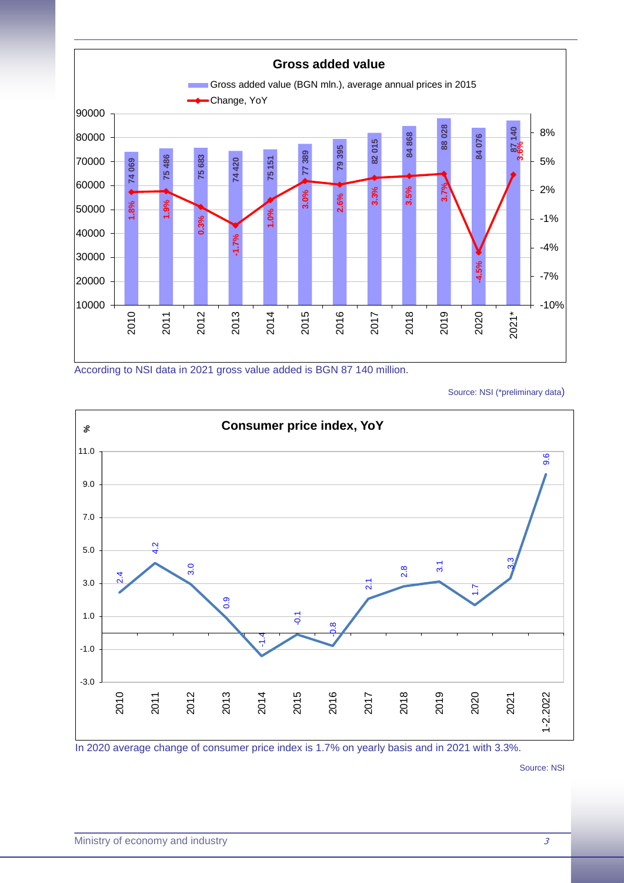**Gross added value**

| Year | Gross added value (BGN mln.), average annual prices in 2015 | Change, YoY |
|---|---|---|
| 2010 | 74 069 | 1.8% |
| 2011 | 75 486 | 1.9% |
| 2012 | 75 683 | 0.3% |
| 2013 | 74 420 | -1.7% |
| 2014 | 75 151 | 1.0% |
| 2015 | 77 389 | 3.0% |
| 2016 | 79 395 | 2.6% |
| 2017 | 82 015 | 3.3% |
| 2018 | 84 868 | 3.5% |
| 2019 | 88 028 | 3.7% |
| 2020 | 84 076 | -4.5% |
| 2021* | 87 140 | 3.6% |

According to NSI data in 2021 gross value added is BGN 87 140 million.

Source: NSI (*preliminary data)

**Consumer price index, YoY**

| Period | % |
|---|---|
| 2010 | 2.4 |
| 2011 | 4.2 |
| 2012 | 3.0 |
| 2013 | 0.9 |
| 2014 | -1.4 |
| 2015 | -0.1 |
| 2016 | -0.8 |
| 2017 | 2.1 |
| 2018 | 2.8 |
| 2019 | 3.1 |
| 2020 | 1.7 |
| 2021 | 3.3 |
| 1-2.2022 | 9.6 |

In 2020 average change of consumer price index is 1.7% on yearly basis and in 2021 with 3.3%.

Source: NSI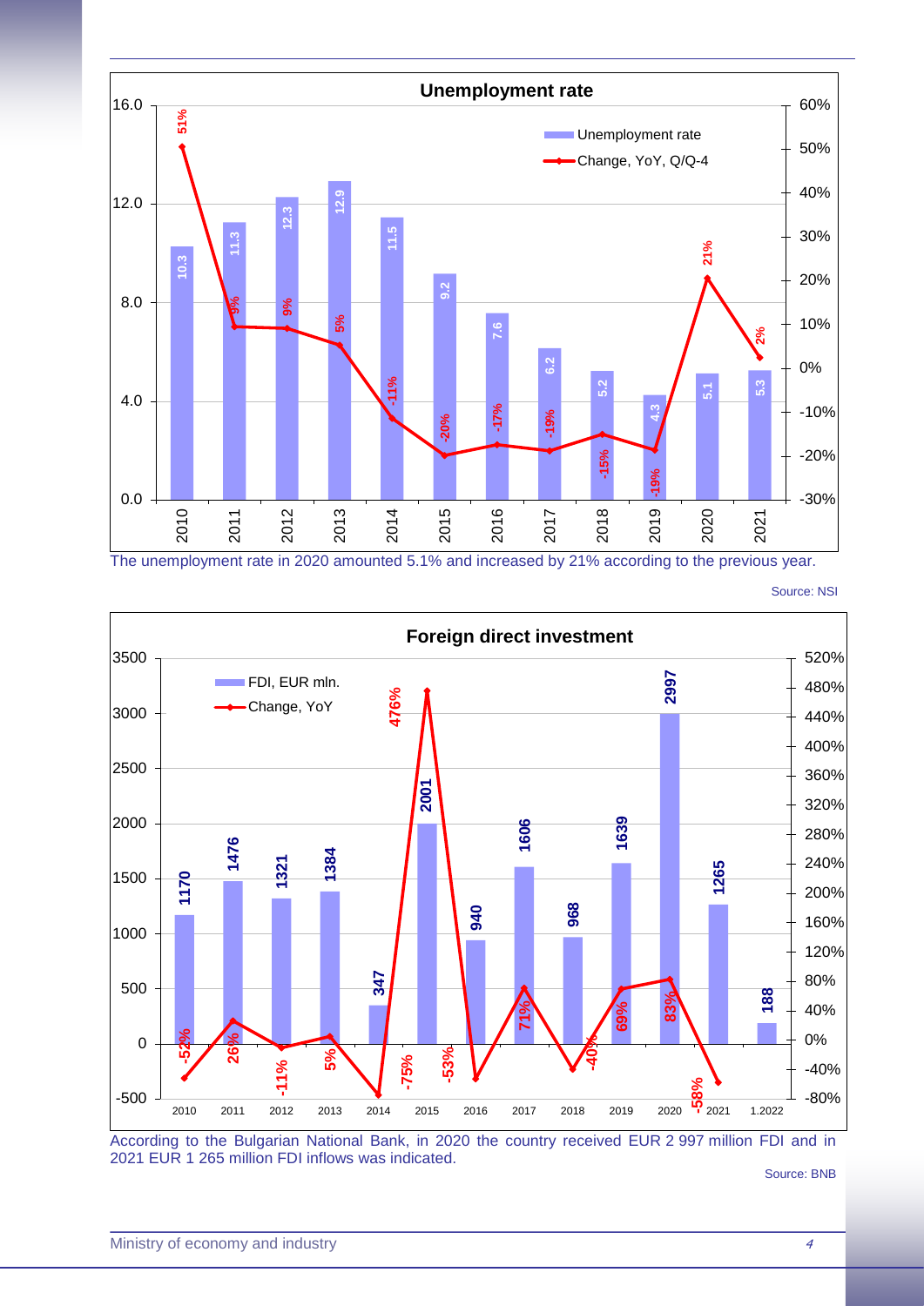**Unemployment rate**

| Year | Unemployment rate | Change, YoY, Q/Q-4 |
|---|---|---|
| 2010 | 10.3 | 51% |
| 2011 | 11.3 | 9% |
| 2012 | 12.3 | 9% |
| 2013 | 12.9 | 5% |
| 2014 | 11.5 | -11% |
| 2015 | 9.2 | -20% |
| 2016 | 7.6 | -17% |
| 2017 | 6.2 | -19% |
| 2018 | 5.2 | -15% |
| 2019 | 4.3 | -19% |
| 2020 | 5.1 | 21% |
| 2021 | 5.3 | 2% |

The unemployment rate in 2020 amounted 5.1% and increased by 21% according to the previous year.

Source: NSI

**Foreign direct investment**

| Year | FDI, EUR mln. | Change, YoY |
|---|---|---|
| 2010 | 1170 | -52% |
| 2011 | 1476 | 26% |
| 2012 | 1321 | -11% |
| 2013 | 1384 | 5% |
| 2014 | 347 | -75% |
| 2015 | 2001 | 476% |
| 2016 | 940 | -53% |
| 2017 | 1606 | 71% |
| 2018 | 968 | -40% |
| 2019 | 1639 | 69% |
| 2020 | 2997 | 83% |
| 2021 | 1265 | -58% |
| 1.2022 | 188 | |

According to the Bulgarian National Bank, in 2020 the country received EUR 2 997 million FDI and in 2021 EUR 1 265 million FDI inflows was indicated.

Source: BNB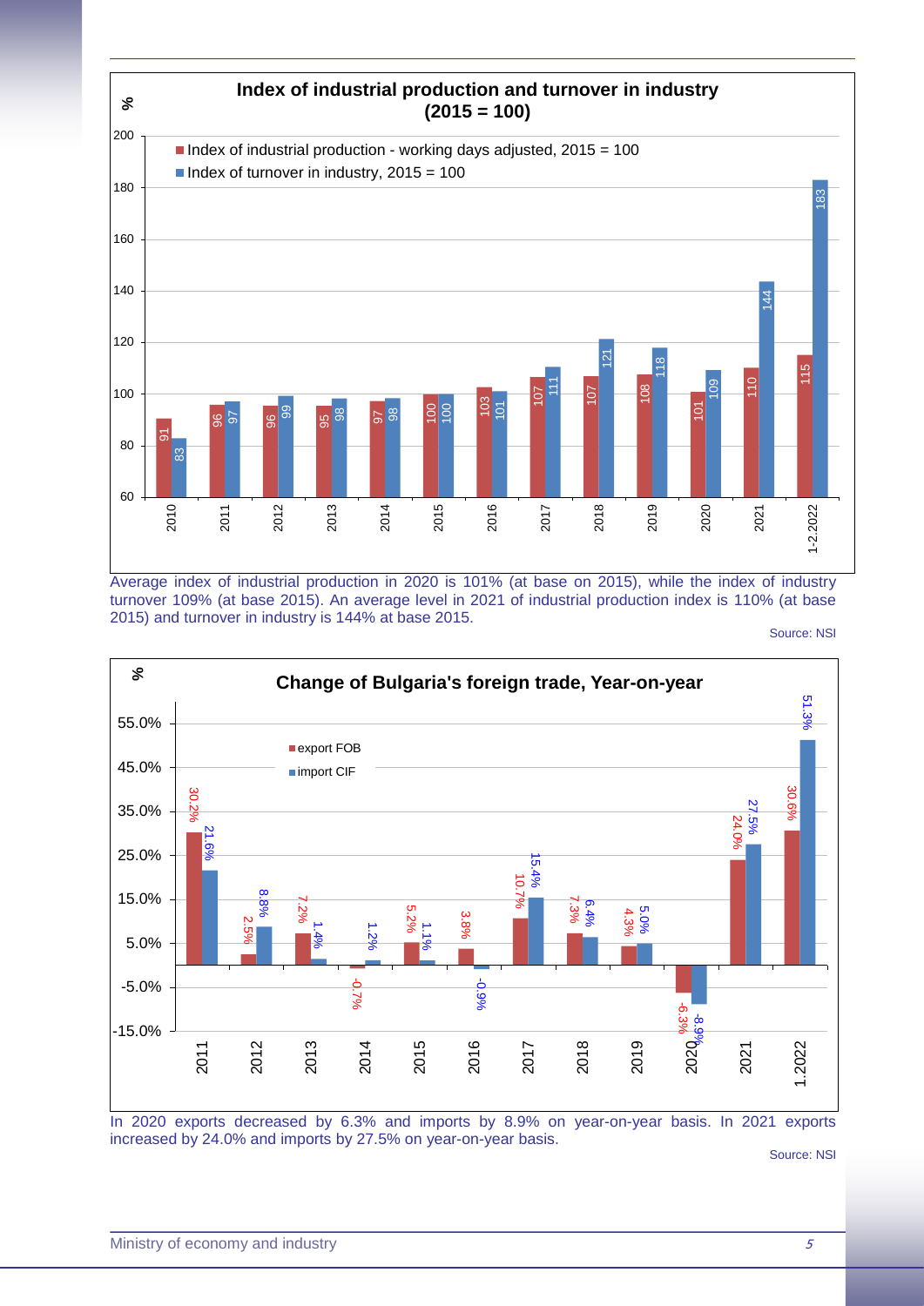**Index of industrial production and turnover in industry (2015 = 100)**

| % | Index of industrial production - working days adjusted, 2015 = 100 | Index of turnover in industry, 2015 = 100 |
|---|---|---|
| 2010 | 91 | 83 |
| 2011 | 96 | 97 |
| 2012 | 96 | 99 |
| 2013 | 95 | 98 |
| 2014 | 97 | 98 |
| 2015 | 100 | 100 |
| 2016 | 103 | 101 |
| 2017 | 107 | 111 |
| 2018 | 107 | 121 |
| 2019 | 108 | 118 |
| 2020 | 101 | 109 |
| 2021 | 110 | 144 |
| 1-2.2022 | 115 | 183 |

Average index of industrial production in 2020 is 101% (at base on 2015), while the index of industry turnover 109% (at base 2015). An average level in 2021 of industrial production index is 110% (at base 2015) and turnover in industry is 144% at base 2015.

Source: NSI

**Change of Bulgaria's foreign trade, Year-on-year**

| % | export FOB | import CIF |
|---|---|---|
| 2011 | 30.2% | 21.6% |
| 2012 | 2.5% | 8.8% |
| 2013 | 7.2% | 1.4% |
| 2014 | -0.7% | 1.2% |
| 2015 | 5.2% | 1.1% |
| 2016 | 3.8% | -0.9% |
| 2017 | 10.7% | 15.4% |
| 2018 | 7.3% | 6.4% |
| 2019 | 4.3% | 5.0% |
| 2020 | -6.3% | -8.9% |
| 2021 | 24.0% | 27.5% |
| 1.2022 | 30.6% | 51.3% |

In 2020 exports decreased by 6.3% and imports by 8.9% on year-on-year basis. In 2021 exports increased by 24.0% and imports by 27.5% on year-on-year basis.

Source: NSI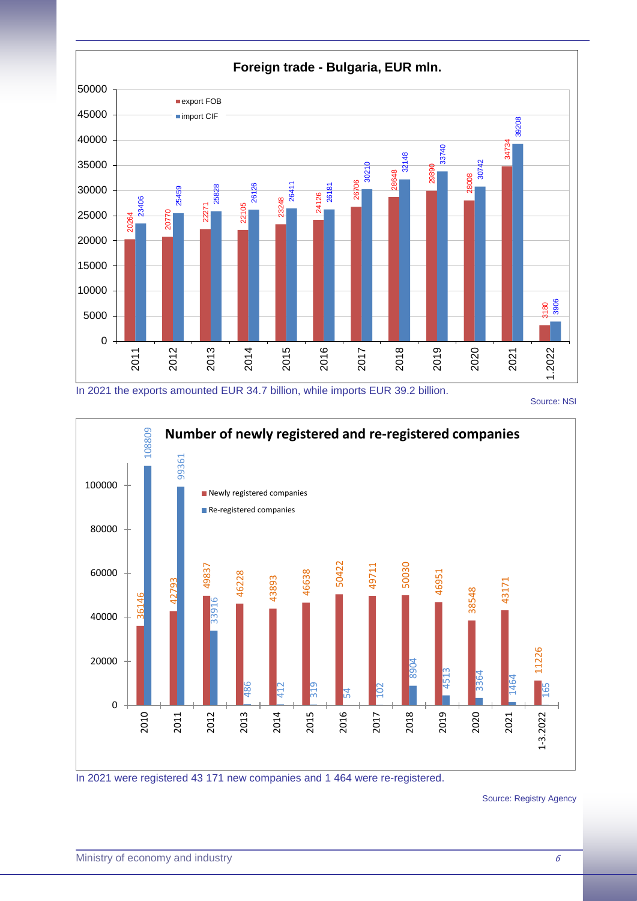## Foreign trade - Bulgaria, EUR mln.

| Year | export FOB | import CIF |
|---|---|---|
| 2011 | 20264 | 23406 |
| 2012 | 20770 | 25459 |
| 2013 | 22271 | 25828 |
| 2014 | 22105 | 26126 |
| 2015 | 23248 | 26411 |
| 2016 | 24126 | 26181 |
| 2017 | 26706 | 30210 |
| 2018 | 28648 | 32148 |
| 2019 | 29890 | 33740 |
| 2020 | 28008 | 30742 |
| 2021 | 34734 | 39208 |
| 1.2022 | 3180 | 3906 |

In 2021 the exports amounted EUR 34.7 billion, while imports EUR 39.2 billion.

Source: NSI

## Number of newly registered and re-registered companies

| Year | Newly registered companies | Re-registered companies |
|---|---|---|
| 2010 | 36146 | 108809 |
| 2011 | 42793 | 99361 |
| 2012 | 49837 | 33916 |
| 2013 | 46228 | 486 |
| 2014 | 43893 | 412 |
| 2015 | 46638 | 319 |
| 2016 | 50422 | 54 |
| 2017 | 49711 | 102 |
| 2018 | 50030 | 8904 |
| 2019 | 46951 | 4513 |
| 2020 | 38548 | 3364 |
| 2021 | 43171 | 1464 |
| 1-3.2022 | 11226 | 165 |

In 2021 were registered 43 171 new companies and 1 464 were re-registered.

Source: Registry Agency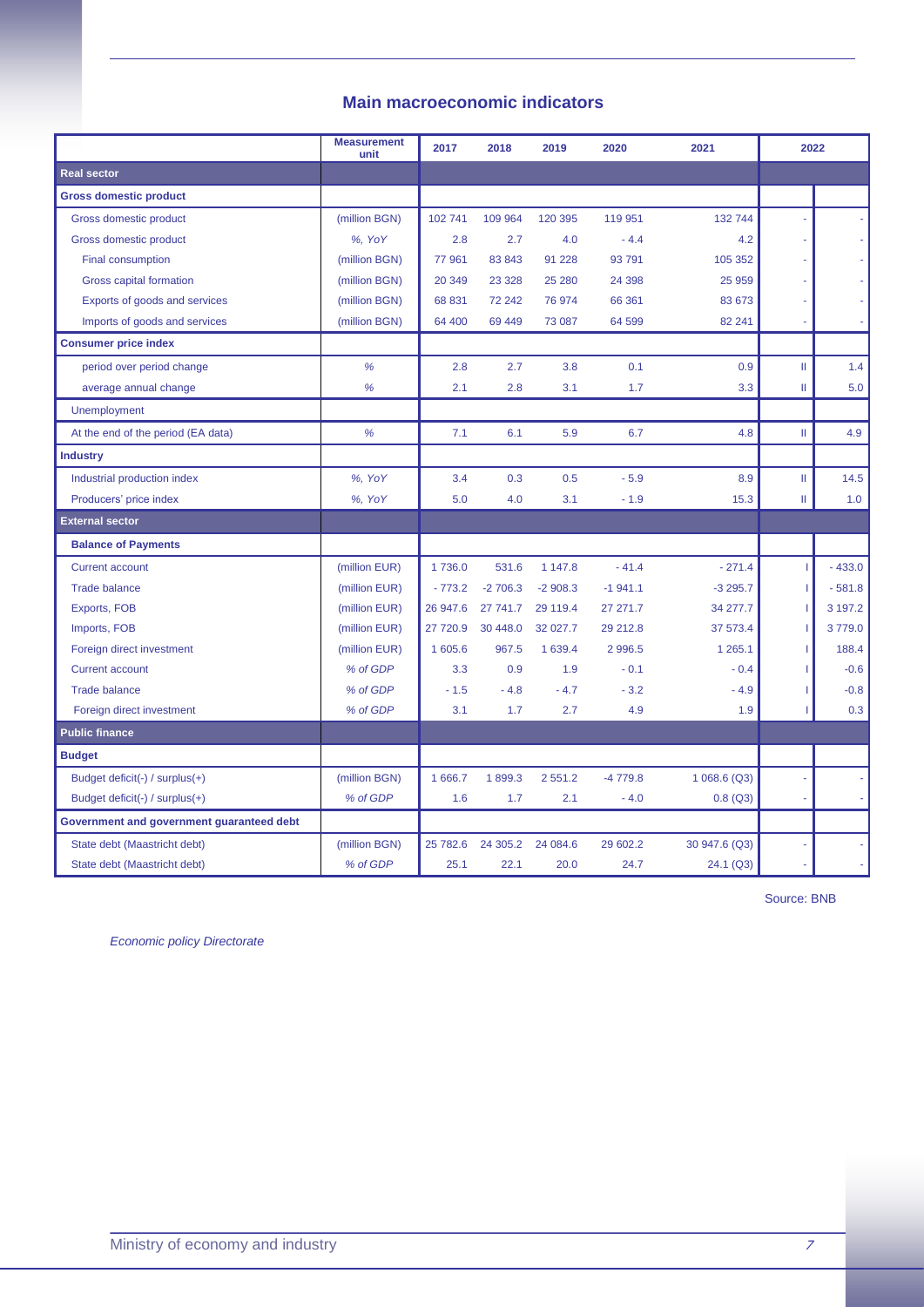## Main macroeconomic indicators

| | Measurement unit | 2017 | 2018 | 2019 | 2020 | 2021 | 2022 | |
|---|---|---|---|---|---|---|---|---|
| **Real sector** | | | | | | | | |
| **Gross domestic product** | | | | | | | | |
| Gross domestic product | (million BGN) | 102 741 | 109 964 | 120 395 | 119 951 | 132 744 | - | - |
| Gross domestic product | *%, YoY* | 2.8 | 2.7 | 4.0 | - 4.4 | 4.2 | - | - |
| Final consumption | (million BGN) | 77 961 | 83 843 | 91 228 | 93 791 | 105 352 | - | - |
| Gross capital formation | (million BGN) | 20 349 | 23 328 | 25 280 | 24 398 | 25 959 | - | - |
| Exports of goods and services | (million BGN) | 68 831 | 72 242 | 76 974 | 66 361 | 83 673 | - | - |
| Imports of goods and services | (million BGN) | 64 400 | 69 449 | 73 087 | 64 599 | 82 241 | - | - |
| **Consumer price index** | | | | | | | | |
| period over period change | % | 2.8 | 2.7 | 3.8 | 0.1 | 0.9 | II | 1.4 |
| average annual change | % | 2.1 | 2.8 | 3.1 | 1.7 | 3.3 | II | 5.0 |
| Unemployment | | | | | | | | |
| At the end of the period (EA data) | % | 7.1 | 6.1 | 5.9 | 6.7 | 4.8 | II | 4.9 |
| **Industry** | | | | | | | | |
| Industrial production index | *%, YoY* | 3.4 | 0.3 | 0.5 | - 5.9 | 8.9 | II | 14.5 |
| Producers' price index | *%, YoY* | 5.0 | 4.0 | 3.1 | - 1.9 | 15.3 | II | 1.0 |
| **External sector** | | | | | | | | |
| **Balance of Payments** | | | | | | | | |
| Current account | (million EUR) | 1 736.0 | 531.6 | 1 147.8 | - 41.4 | - 271.4 | I | - 433.0 |
| Trade balance | (million EUR) | - 773.2 | -2 706.3 | -2 908.3 | -1 941.1 | -3 295.7 | I | - 581.8 |
| Exports, FOB | (million EUR) | 26 947.6 | 27 741.7 | 29 119.4 | 27 271.7 | 34 277.7 | I | 3 197.2 |
| Imports, FOB | (million EUR) | 27 720.9 | 30 448.0 | 32 027.7 | 29 212.8 | 37 573.4 | I | 3 779.0 |
| Foreign direct investment | (million EUR) | 1 605.6 | 967.5 | 1 639.4 | 2 996.5 | 1 265.1 | I | 188.4 |
| Current account | *% of GDP* | 3.3 | 0.9 | 1.9 | - 0.1 | - 0.4 | I | -0.6 |
| Trade balance | *% of GDP* | - 1.5 | - 4.8 | - 4.7 | - 3.2 | - 4.9 | I | -0.8 |
| Foreign direct investment | *% of GDP* | 3.1 | 1.7 | 2.7 | 4.9 | 1.9 | I | 0.3 |
| **Public finance** | | | | | | | | |
| **Budget** | | | | | | | | |
| Budget deficit(-) / surplus(+) | (million BGN) | 1 666.7 | 1 899.3 | 2 551.2 | -4 779.8 | 1 068.6 (Q3) | - | - |
| Budget deficit(-) / surplus(+) | *% of GDP* | 1.6 | 1.7 | 2.1 | - 4.0 | 0.8 (Q3) | - | - |
| **Government and government guaranteed debt** | | | | | | | | |
| State debt (Maastricht debt) | (million BGN) | 25 782.6 | 24 305.2 | 24 084.6 | 29 602.2 | 30 947.6 (Q3) | - | - |
| State debt (Maastricht debt) | *% of GDP* | 25.1 | 22.1 | 20.0 | 24.7 | 24.1 (Q3) | - | - |

Source: BNB

*Economic policy Directorate*